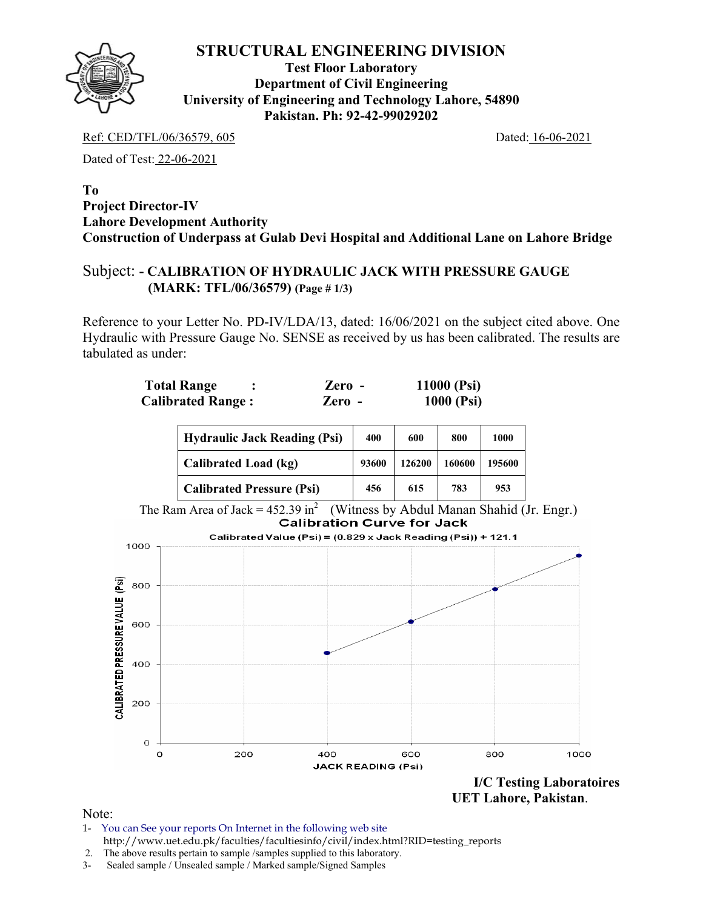# STRUCTURAL ENGINEERING DIVISION

**Test Floor Laboratory**
**Department of Civil Engineering**
**University of Engineering and Technology Lahore, 54890**
**Pakistan. Ph: 92-42-99029202**

Ref: CED/TFL/06/36579, 605 Dated: 16-06-2021

Dated of Test: 22-06-2021

**To**
**Project Director-IV**
**Lahore Development Authority**
**Construction of Underpass at Gulab Devi Hospital and Additional Lane on Lahore Bridge**

Subject: **- CALIBRATION OF HYDRAULIC JACK WITH PRESSURE GAUGE (MARK: TFL/06/36579) (Page # 1/3)**

Reference to your Letter No. PD-IV/LDA/13, dated: 16/06/2021 on the subject cited above. One Hydraulic with Pressure Gauge No. SENSE as received by us has been calibrated. The results are tabulated as under:

**Total Range : Zero - 11000 (Psi)**
**Calibrated Range : Zero - 1000 (Psi)**

| **Hydraulic Jack Reading (Psi)** | 400 | 600 | 800 | 1000 |
|---|---|---|---|---|
| **Calibrated Load (kg)** | 93600 | 126200 | 160600 | 195600 |
| **Calibrated Pressure (Psi)** | 456 | 615 | 783 | 953 |

The Ram Area of Jack = 452.39 $in^2$ (Witness by Abdul Manan Shahid (Jr. Engr.)

**Calibration Curve for Jack**

Calibrated Value (Psi) = (0.829 x Jack Reading (Psi)) + 121.1

**I/C Testing Laboratoires**
**UET Lahore, Pakistan.**

Note:
1- You can See your reports On Internet in the following web site
http://www.uet.edu.pk/faculties/facultiesinfo/civil/index.html?RID=testing_reports
2. The above results pertain to sample /samples supplied to this laboratory.
3- Sealed sample / Unsealed sample / Marked sample/Signed Samples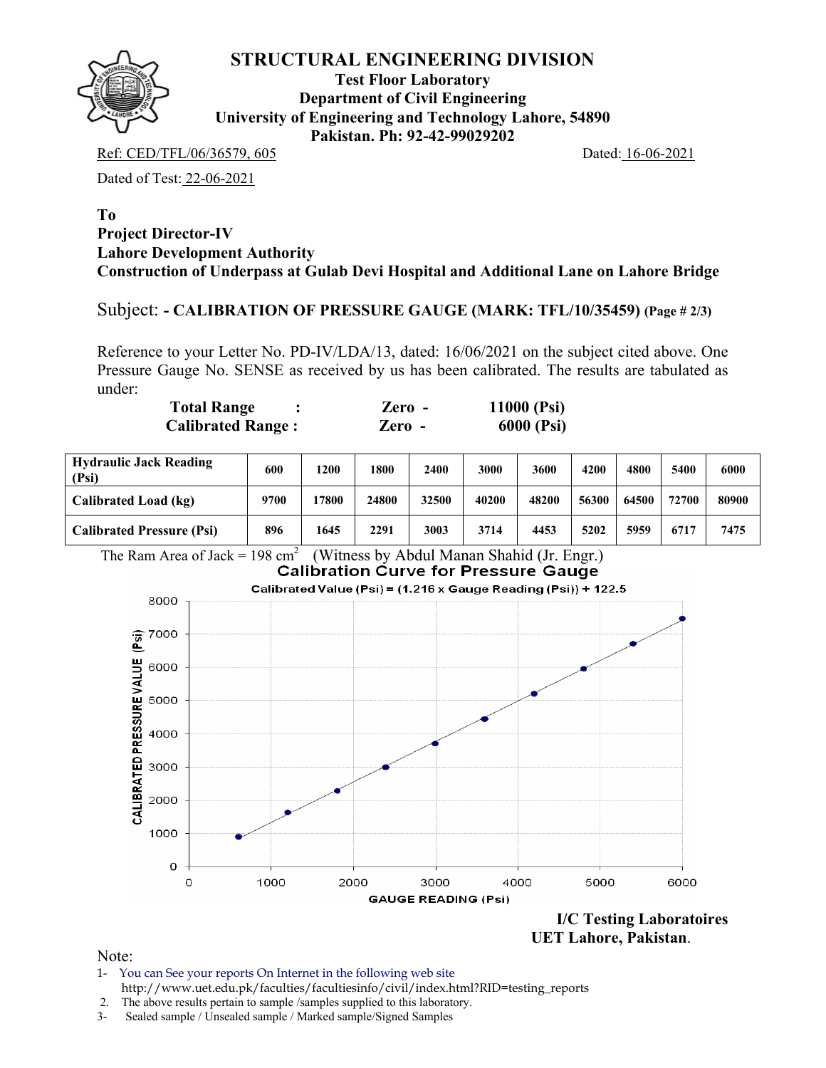# STRUCTURAL ENGINEERING DIVISION

**Test Floor Laboratory**
**Department of Civil Engineering**
**University of Engineering and Technology Lahore, 54890**
**Pakistan. Ph: 92-42-99029202**

Ref: CED/TFL/06/36579, 605 Dated: 16-06-2021

Dated of Test: 22-06-2021

**To**
**Project Director-IV**
**Lahore Development Authority**
**Construction of Underpass at Gulab Devi Hospital and Additional Lane on Lahore Bridge**

Subject: - **CALIBRATION OF PRESSURE GAUGE (MARK: TFL/10/35459) (Page # 2/3)**

Reference to your Letter No. PD-IV/LDA/13, dated: 16/06/2021 on the subject cited above. One Pressure Gauge No. SENSE as received by us has been calibrated. The results are tabulated as under:

**Total Range : Zero - 11000 (Psi)**
**Calibrated Range : Zero - 6000 (Psi)**

| Hydraulic Jack Reading (Psi) | 600 | 1200 | 1800 | 2400 | 3000 | 3600 | 4200 | 4800 | 5400 | 6000 |
|---|---|---|---|---|---|---|---|---|---|---|
| Calibrated Load (kg) | 9700 | 17800 | 24800 | 32500 | 40200 | 48200 | 56300 | 64500 | 72700 | 80900 |
| Calibrated Pressure (Psi) | 896 | 1645 | 2291 | 3003 | 3714 | 4453 | 5202 | 5959 | 6717 | 7475 |

The Ram Area of Jack = 198 $cm^2$ (Witness by Abdul Manan Shahid (Jr. Engr.)

**Calibration Curve for Pressure Gauge**

Calibrated Value (Psi) = (1.216 x Gauge Reading (Psi)) + 122.5

**I/C Testing Laboratoires**
**UET Lahore, Pakistan**.

Note:
1- You can See your reports On Internet in the following web site
http://www.uet.edu.pk/faculties/facultiesinfo/civil/index.html?RID=testing_reports
2. The above results pertain to sample /samples supplied to this laboratory.
3- Sealed sample / Unsealed sample / Marked sample/Signed Samples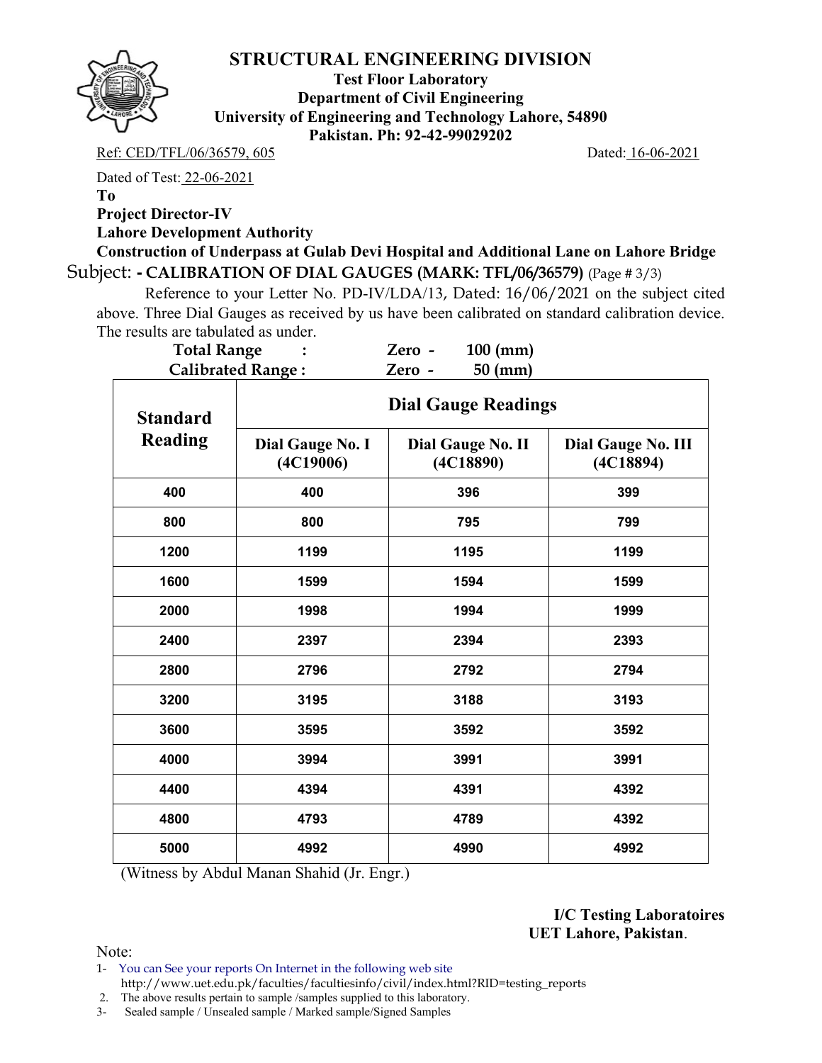# STRUCTURAL ENGINEERING DIVISION

**Test Floor Laboratory**
**Department of Civil Engineering**
**University of Engineering and Technology Lahore, 54890**
**Pakistan. Ph: 92-42-99029202**

Ref: CED/TFL/06/36579, 605 Dated: 16-06-2021

Dated of Test: 22-06-2021

**To**

**Project Director-IV**

**Lahore Development Authority**

**Construction of Underpass at Gulab Devi Hospital and Additional Lane on Lahore Bridge**

Subject: **- CALIBRATION OF DIAL GAUGES (MARK: TFL/06/36579)** (Page # 3/3)

Reference to your Letter No. PD-IV/LDA/13, Dated: 16/06/2021 on the subject cited above. Three Dial Gauges as received by us have been calibrated on standard calibration device. The results are tabulated as under.

**Total Range : Zero - 100 (mm)**
**Calibrated Range : Zero - 50 (mm)**

| Standard Reading | Dial Gauge Readings | | |
|---|---|---|---|
| | Dial Gauge No. I (4C19006) | Dial Gauge No. II (4C18890) | Dial Gauge No. III (4C18894) |
| 400 | 400 | 396 | 399 |
| 800 | 800 | 795 | 799 |
| 1200 | 1199 | 1195 | 1199 |
| 1600 | 1599 | 1594 | 1599 |
| 2000 | 1998 | 1994 | 1999 |
| 2400 | 2397 | 2394 | 2393 |
| 2800 | 2796 | 2792 | 2794 |
| 3200 | 3195 | 3188 | 3193 |
| 3600 | 3595 | 3592 | 3592 |
| 4000 | 3994 | 3991 | 3991 |
| 4400 | 4394 | 4391 | 4392 |
| 4800 | 4793 | 4789 | 4392 |
| 5000 | 4992 | 4990 | 4992 |

(Witness by Abdul Manan Shahid (Jr. Engr.)

**I/C Testing Laboratoires**
**UET Lahore, Pakistan**.

Note:

1- You can See your reports On Internet in the following web site
http://www.uet.edu.pk/faculties/facultiesinfo/civil/index.html?RID=testing_reports

2. The above results pertain to sample /samples supplied to this laboratory.

3- Sealed sample / Unsealed sample / Marked sample/Signed Samples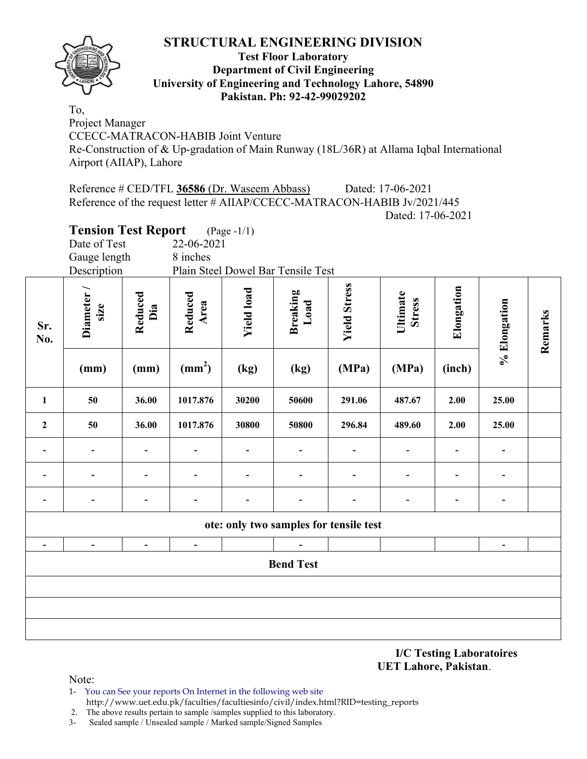# STRUCTURAL ENGINEERING DIVISION

**Test Floor Laboratory**
**Department of Civil Engineering**
**University of Engineering and Technology Lahore, 54890**
**Pakistan. Ph: 92-42-99029202**

To,
Project Manager
CCECC-MATRACON-HABIB Joint Venture
Re-Construction of & Up-gradation of Main Runway (18L/36R) at Allama Iqbal International Airport (AIIAP), Lahore

Reference # CED/TFL **36586** (Dr. Waseem Abbass) Dated: 17-06-2021
Reference of the request letter # AIIAP/CCECC-MATRACON-HABIB Jv/2021/445
Dated: 17-06-2021

## Tension Test Report (Page -1/1)

Date of Test 22-06-2021
Gauge length 8 inches
Description Plain Steel Dowel Bar Tensile Test

| Sr. No. | Diameter / size | Reduced Dia | Reduced Area | Yield load | Breaking Load | Yield Stress | Ultimate Stress | Elongation | % Elongation | Remarks |
|---|---|---|---|---|---|---|---|---|---|---|
| | (mm) | (mm) | ($mm^2$) | (kg) | (kg) | (MPa) | (MPa) | (inch) | | |
| 1 | 50 | 36.00 | 1017.876 | 30200 | 50600 | 291.06 | 487.67 | 2.00 | 25.00 | |
| 2 | 50 | 36.00 | 1017.876 | 30800 | 50800 | 296.84 | 489.60 | 2.00 | 25.00 | |
| - | - | - | - | - | - | - | - | - | - | |
| - | - | - | - | - | - | - | - | - | - | |
| - | - | - | - | - | - | - | - | - | - | |
| ote: only two samples for tensile test | | | | | | | | | | |
| - | - | - | - | | - | | | | - | |
| **Bend Test** | | | | | | | | | | |
| | | | | | | | | | | |
| | | | | | | | | | | |
| | | | | | | | | | | |

**I/C Testing Laboratoires**
**UET Lahore, Pakistan**.

Note:
1- You can See your reports On Internet in the following web site
http://www.uet.edu.pk/faculties/facultiesinfo/civil/index.html?RID=testing_reports
2. The above results pertain to sample /samples supplied to this laboratory.
3- Sealed sample / Unsealed sample / Marked sample/Signed Samples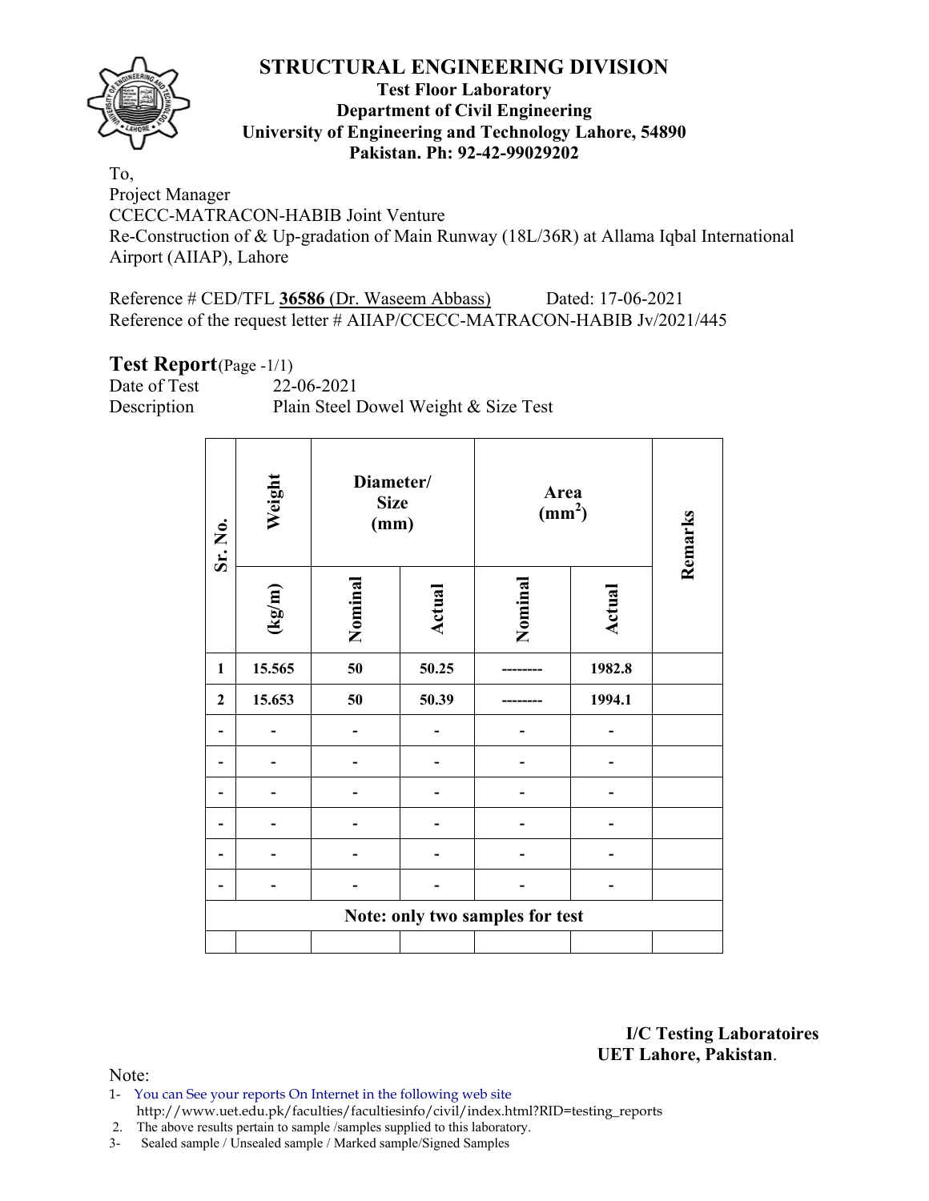# STRUCTURAL ENGINEERING DIVISION

**Test Floor Laboratory**
**Department of Civil Engineering**
**University of Engineering and Technology Lahore, 54890**
**Pakistan. Ph: 92-42-99029202**

To,
Project Manager
CCECC-MATRACON-HABIB Joint Venture
Re-Construction of & Up-gradation of Main Runway (18L/36R) at Allama Iqbal International Airport (AIIAP), Lahore

Reference # CED/TFL **36586** (Dr. Waseem Abbass) Dated: 17-06-2021
Reference of the request letter # AIIAP/CCECC-MATRACON-HABIB Jv/2021/445

## Test Report (Page -1/1)

Date of Test 22-06-2021
Description Plain Steel Dowel Weight & Size Test

| Sr. No. | Weight | Diameter/ Size (mm) | | Area ($mm^2$) | | Remarks |
|---|---|---|---|---|---|---|
| | (kg/m) | Nominal | Actual | Nominal | Actual | |
| 1 | 15.565 | 50 | 50.25 | -------- | 1982.8 | |
| 2 | 15.653 | 50 | 50.39 | -------- | 1994.1 | |
| - | - | - | - | - | - | |
| - | - | - | - | - | - | |
| - | - | - | - | - | - | |
| - | - | - | - | - | - | |
| - | - | - | - | - | - | |
| - | - | - | - | - | - | |
| **Note: only two samples for test** | | | | | | |
| | | | | | | |

**I/C Testing Laboratoires**
**UET Lahore, Pakistan.**

Note:

1- You can See your reports On Internet in the following web site
http://www.uet.edu.pk/faculties/facultiesinfo/civil/index.html?RID=testing_reports
2. The above results pertain to sample /samples supplied to this laboratory.
3- Sealed sample / Unsealed sample / Marked sample/Signed Samples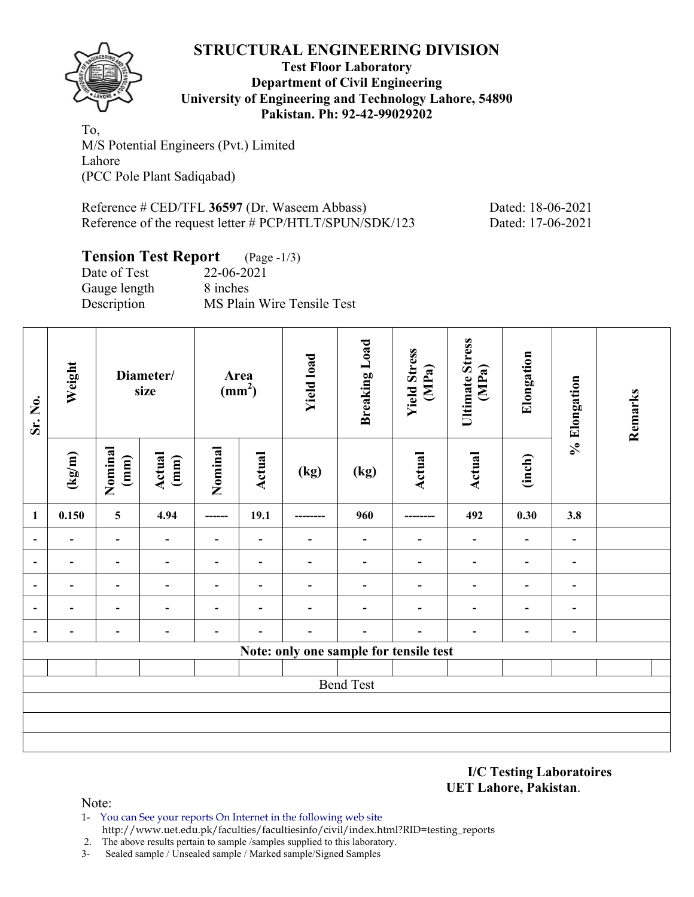# STRUCTURAL ENGINEERING DIVISION

**Test Floor Laboratory**
**Department of Civil Engineering**
**University of Engineering and Technology Lahore, 54890**
**Pakistan. Ph: 92-42-99029202**

To,
M/S Potential Engineers (Pvt.) Limited
Lahore
(PCC Pole Plant Sadiqabad)

Reference # CED/TFL **36597** (Dr. Waseem Abbass) Dated: 18-06-2021
Reference of the request letter # PCP/HTLT/SPUN/SDK/123 Dated: 17-06-2021

## Tension Test Report (Page -1/3)

Date of Test 22-06-2021
Gauge length 8 inches
Description MS Plain Wire Tensile Test

| Sr. No. | Weight | Diameter/ size | | Area ($mm^2$) | | Yield load | Breaking Load | Yield Stress (MPa) | Ultimate Stress (MPa) | Elongation | % Elongation | Remarks |
|---|---|---|---|---|---|---|---|---|---|---|---|---|
| | (kg/m) | Nominal (mm) | Actual (mm) | Nominal | Actual | (kg) | (kg) | Actual | Actual | (inch) | | |
| 1 | 0.150 | 5 | 4.94 | ------ | 19.1 | -------- | 960 | -------- | 492 | 0.30 | 3.8 | |
| - | - | - | - | - | - | - | - | - | - | - | - | |
| - | - | - | - | - | - | - | - | - | - | - | - | |
| - | - | - | - | - | - | - | - | - | - | - | - | |
| - | - | - | - | - | - | - | - | - | - | - | - | |
| - | - | - | - | - | - | - | - | - | - | - | - | |
| Note: only one sample for tensile test | | | | | | | | | | | | |
| | | | | | | | | | | | | |
| Bend Test | | | | | | | | | | | | |

**I/C Testing Laboratoires**
**UET Lahore, Pakistan**.

Note:
1- You can See your reports On Internet in the following web site
http://www.uet.edu.pk/faculties/facultiesinfo/civil/index.html?RID=testing_reports
2. The above results pertain to sample /samples supplied to this laboratory.
3- Sealed sample / Unsealed sample / Marked sample/Signed Samples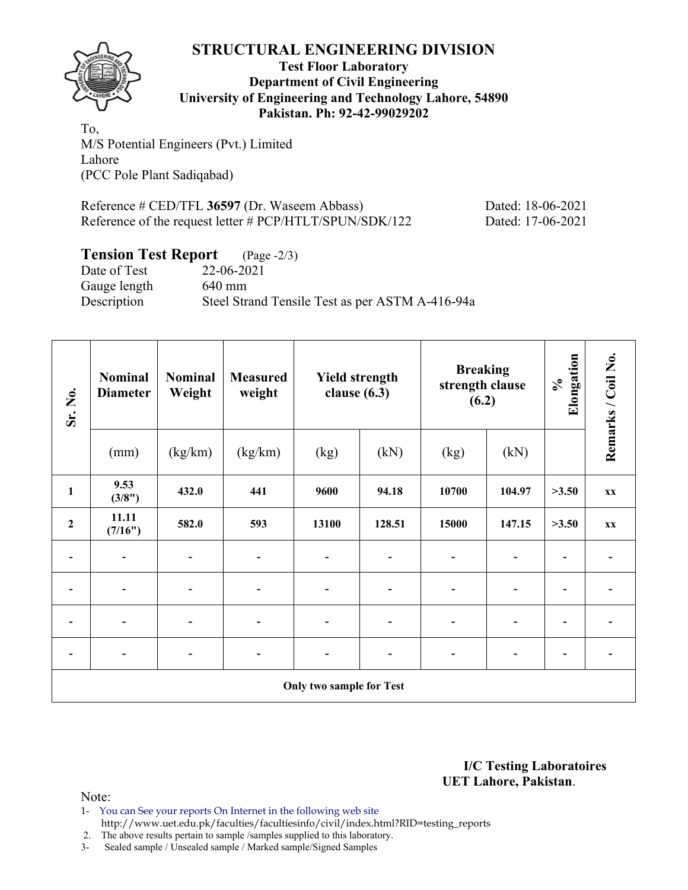# STRUCTURAL ENGINEERING DIVISION

**Test Floor Laboratory**
**Department of Civil Engineering**
**University of Engineering and Technology Lahore, 54890**
**Pakistan. Ph: 92-42-99029202**

To,
M/S Potential Engineers (Pvt.) Limited
Lahore
(PCC Pole Plant Sadiqabad)

Reference # CED/TFL **36597** (Dr. Waseem Abbass) Dated: 18-06-2021
Reference of the request letter # PCP/HTLT/SPUN/SDK/122 Dated: 17-06-2021

## Tension Test Report (Page -2/3)

Date of Test 22-06-2021
Gauge length 640 mm
Description Steel Strand Tensile Test as per ASTM A-416-94a

| Sr. No. | Nominal Diameter | Nominal Weight | Measured weight | Yield strength clause (6.3) | | Breaking strength clause (6.2) | | % Elongation | Remarks / Coil No. |
|---|---|---|---|---|---|---|---|---|---|
| | (mm) | (kg/km) | (kg/km) | (kg) | (kN) | (kg) | (kN) | | |
| **1** | **9.53 (3/8")** | **432.0** | **441** | **9600** | **94.18** | **10700** | **104.97** | **>3.50** | **xx** |
| **2** | **11.11 (7/16")** | **582.0** | **593** | **13100** | **128.51** | **15000** | **147.15** | **>3.50** | **xx** |
| - | - | - | - | - | - | - | - | - | - |
| - | - | - | - | - | - | - | - | - | - |
| - | - | - | - | - | - | - | - | - | - |
| - | - | - | - | - | - | - | - | - | - |
| **Only two sample for Test** | | | | | | | | | |

**I/C Testing Laboratoires**
**UET Lahore, Pakistan**.

Note:
1- You can See your reports On Internet in the following web site
http://www.uet.edu.pk/faculties/facultiesinfo/civil/index.html?RID=testing_reports
2. The above results pertain to sample /samples supplied to this laboratory.
3- Sealed sample / Unsealed sample / Marked sample/Signed Samples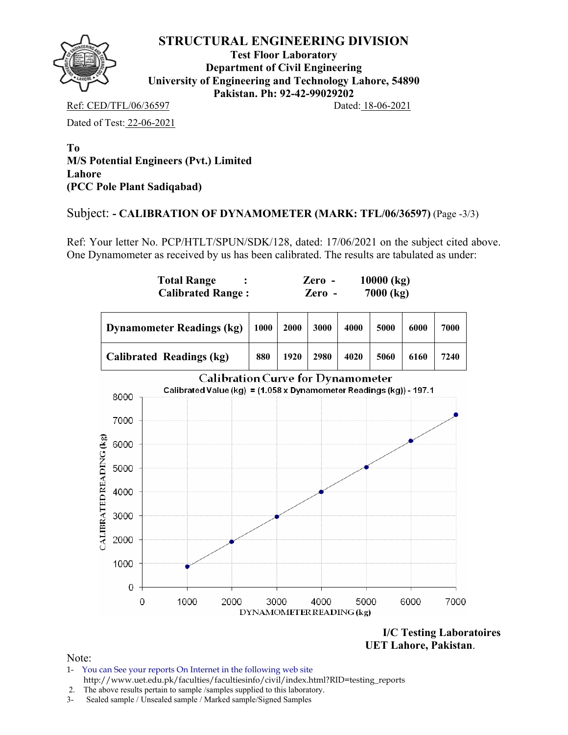# STRUCTURAL ENGINEERING DIVISION

**Test Floor Laboratory**
**Department of Civil Engineering**
**University of Engineering and Technology Lahore, 54890**
**Pakistan. Ph: 92-42-99029202**

Ref: CED/TFL/06/36597 Dated: 18-06-2021

Dated of Test: 22-06-2021

**To**
**M/S Potential Engineers (Pvt.) Limited**
**Lahore**
**(PCC Pole Plant Sadiqabad)**

Subject: **- CALIBRATION OF DYNAMOMETER (MARK: TFL/06/36597)** (Page -3/3)

Ref: Your letter No. PCP/HTLT/SPUN/SDK/128, dated: 17/06/2021 on the subject cited above. One Dynamometer as received by us has been calibrated. The results are tabulated as under:

**Total Range : Zero - 10000 (kg)**
**Calibrated Range : Zero - 7000 (kg)**

| **Dynamometer Readings (kg)** | **1000** | **2000** | **3000** | **4000** | **5000** | **6000** | **7000** |
|---|---|---|---|---|---|---|---|
| **Calibrated Readings (kg)** | **880** | **1920** | **2980** | **4020** | **5060** | **6160** | **7240** |

Calibration Curve for Dynamometer

Calibrated Value (kg) = (1.058 x Dynamometer Readings (kg)) - 197.1

**I/C Testing Laboratoires**
**UET Lahore, Pakistan.**

Note:
1- You can See your reports On Internet in the following web site
http://www.uet.edu.pk/faculties/facultiesinfo/civil/index.html?RID=testing_reports
2. The above results pertain to sample /samples supplied to this laboratory.
3- Sealed sample / Unsealed sample / Marked sample/Signed Samples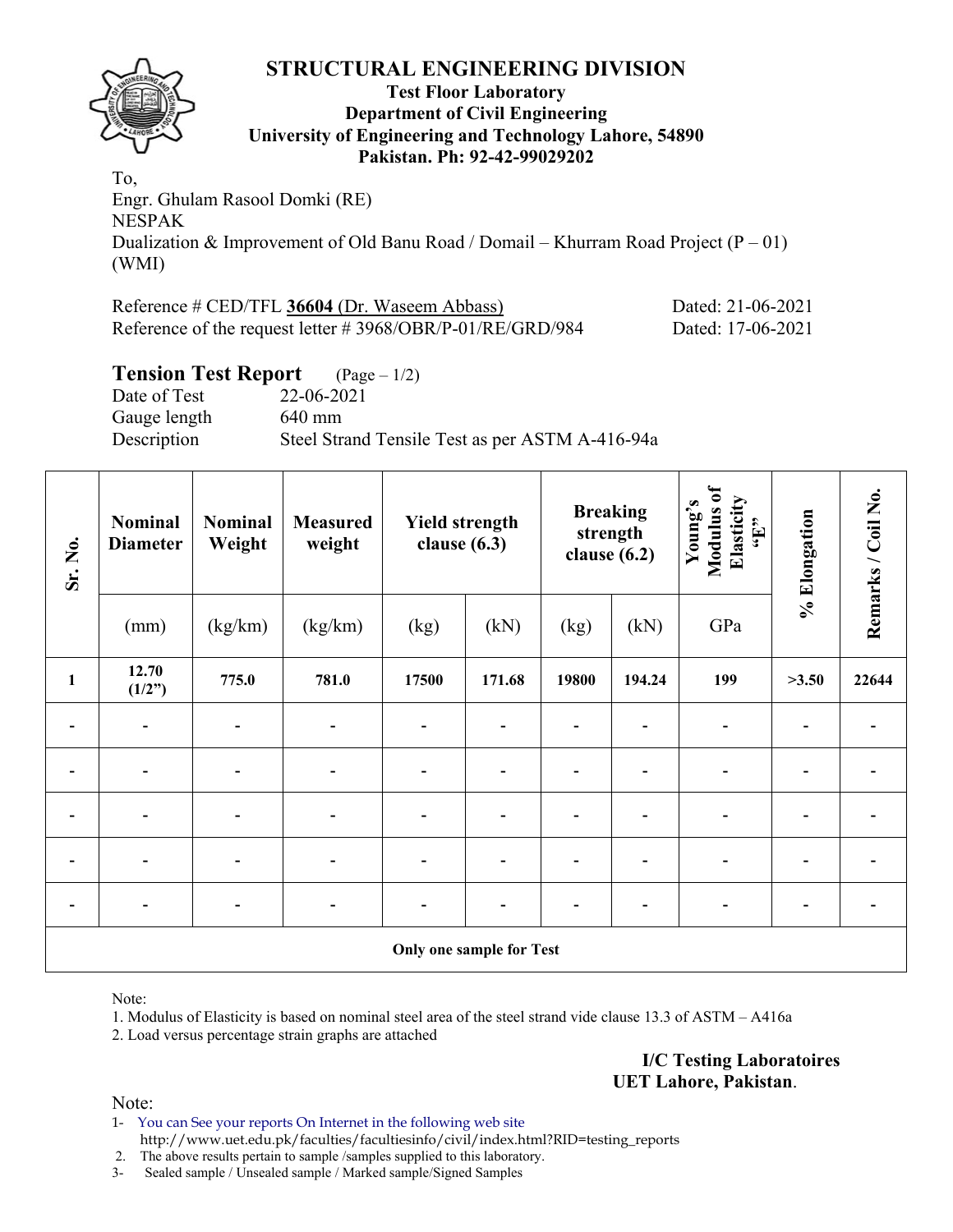# STRUCTURAL ENGINEERING DIVISION

**Test Floor Laboratory**
**Department of Civil Engineering**
**University of Engineering and Technology Lahore, 54890**
**Pakistan. Ph: 92-42-99029202**

To,
Engr. Ghulam Rasool Domki (RE)
NESPAK
Dualization & Improvement of Old Banu Road / Domail – Khurram Road Project (P – 01) (WMI)

Reference # CED/TFL **36604** (Dr. Waseem Abbass) Dated: 21-06-2021
Reference of the request letter # 3968/OBR/P-01/RE/GRD/984 Dated: 17-06-2021

## Tension Test Report (Page – 1/2)

Date of Test 22-06-2021
Gauge length 640 mm
Description Steel Strand Tensile Test as per ASTM A-416-94a

| Sr. No. | Nominal Diameter | Nominal Weight | Measured weight | Yield strength clause (6.3) | | Breaking strength clause (6.2) | | Young's Modulus of Elasticity "E" | % Elongation | Remarks / Coil No. |
|---|---|---|---|---|---|---|---|---|---|---|
| | (mm) | (kg/km) | (kg/km) | (kg) | (kN) | (kg) | (kN) | GPa | | |
| **1** | **12.70 (1/2")** | **775.0** | **781.0** | **17500** | **171.68** | **19800** | **194.24** | **199** | **>3.50** | **22644** |
| - | - | - | - | - | - | - | - | - | - | - |
| - | - | - | - | - | - | - | - | - | - | - |
| - | - | - | - | - | - | - | - | - | - | - |
| - | - | - | - | - | - | - | - | - | - | - |
| - | - | - | - | - | - | - | - | - | - | - |
| **Only one sample for Test** | | | | | | | | | | |

Note:

1. Modulus of Elasticity is based on nominal steel area of the steel strand vide clause 13.3 of ASTM – A416a
2. Load versus percentage strain graphs are attached

**I/C Testing Laboratoires**
**UET Lahore, Pakistan**.

Note:

1- You can See your reports On Internet in the following web site
 http://www.uet.edu.pk/faculties/facultiesinfo/civil/index.html?RID=testing_reports
2. The above results pertain to sample /samples supplied to this laboratory.
3- Sealed sample / Unsealed sample / Marked sample/Signed Samples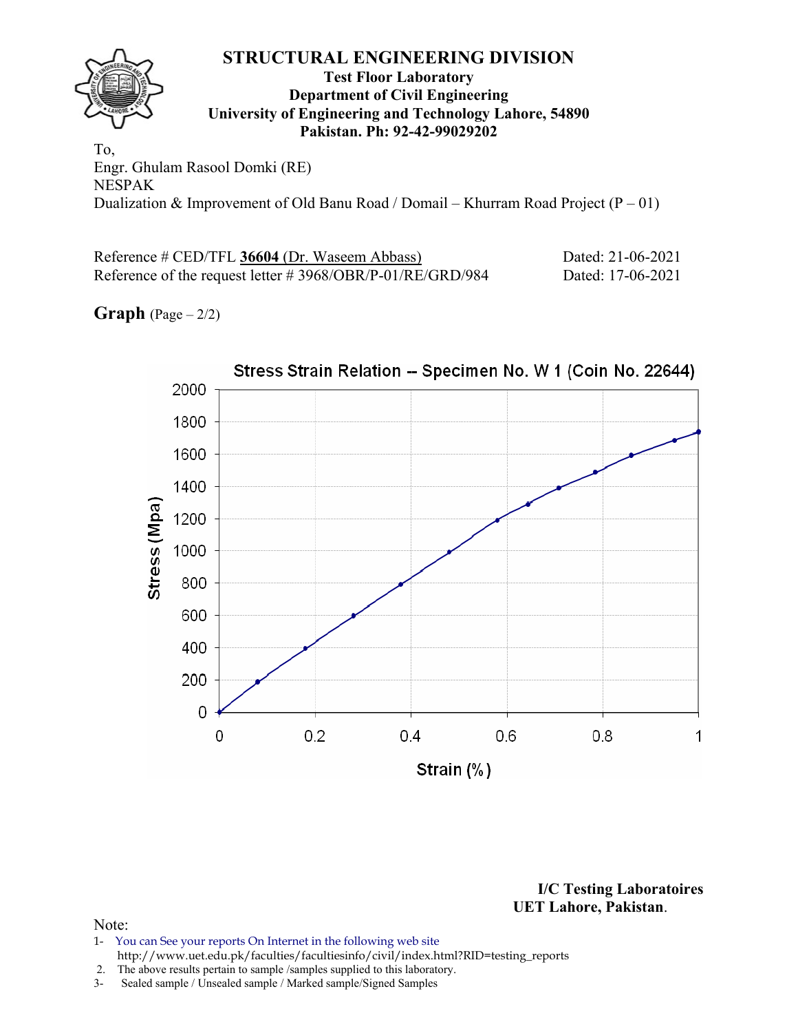# STRUCTURAL ENGINEERING DIVISION

**Test Floor Laboratory**
**Department of Civil Engineering**
**University of Engineering and Technology Lahore, 54890**
**Pakistan. Ph: 92-42-99029202**

To,
Engr. Ghulam Rasool Domki (RE)
NESPAK
Dualization & Improvement of Old Banu Road / Domail – Khurram Road Project (P – 01)

Reference # CED/TFL **36604** (Dr. Waseem Abbass) Dated: 21-06-2021
Reference of the request letter # 3968/OBR/P-01/RE/GRD/984 Dated: 17-06-2021

**Graph** (Page – 2/2)

Stress Strain Relation -- Specimen No. W 1 (Coin No. 22644)

Stress (Mpa): 0, 200, 400, 600, 800, 1000, 1200, 1400, 1600, 1800, 2000

Strain (%): 0, 0.2, 0.4, 0.6, 0.8, 1

**I/C Testing Laboratoires**
**UET Lahore, Pakistan.**

Note:
1- You can See your reports On Internet in the following web site
http://www.uet.edu.pk/faculties/facultiesinfo/civil/index.html?RID=testing_reports
2. The above results pertain to sample /samples supplied to this laboratory.
3- Sealed sample / Unsealed sample / Marked sample/Signed Samples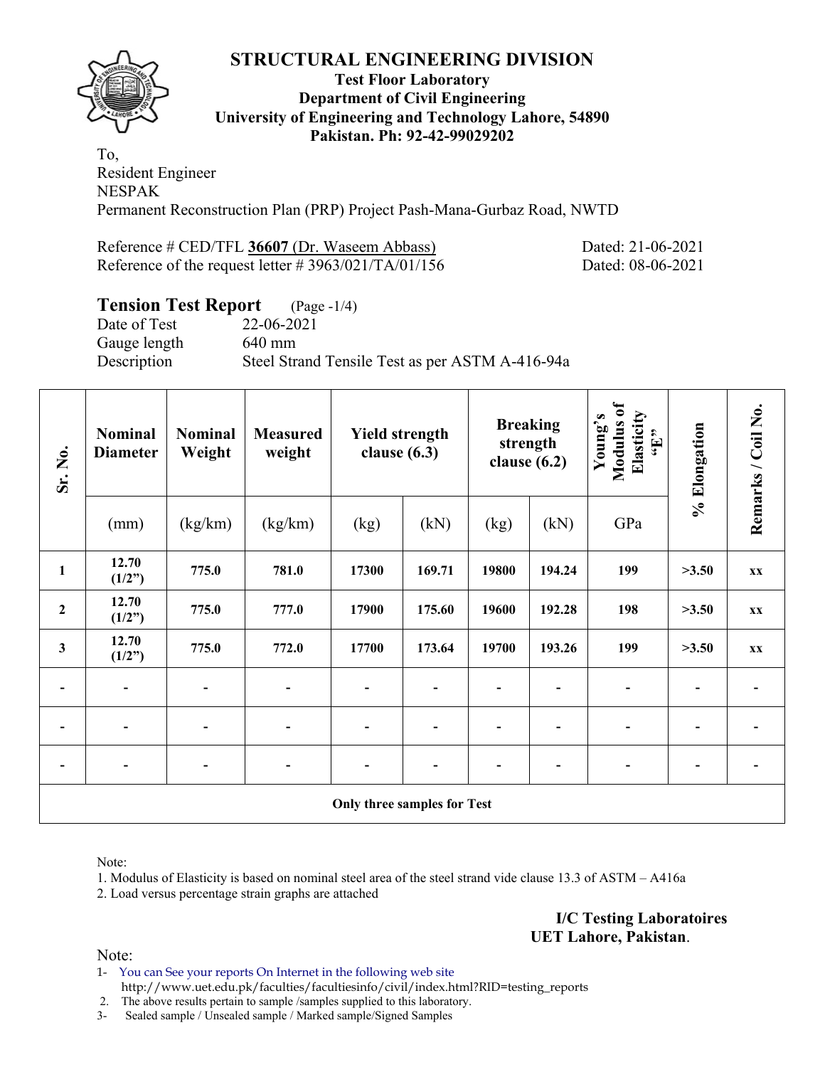# STRUCTURAL ENGINEERING DIVISION

**Test Floor Laboratory**
**Department of Civil Engineering**
**University of Engineering and Technology Lahore, 54890**
**Pakistan. Ph: 92-42-99029202**

To,
Resident Engineer
NESPAK
Permanent Reconstruction Plan (PRP) Project Pash-Mana-Gurbaz Road, NWTD

Reference # CED/TFL **36607** (Dr. Waseem Abbass) Dated: 21-06-2021
Reference of the request letter # 3963/021/TA/01/156 Dated: 08-06-2021

## Tension Test Report (Page -1/4)

Date of Test 22-06-2021
Gauge length 640 mm
Description Steel Strand Tensile Test as per ASTM A-416-94a

| Sr. No. | Nominal Diameter | Nominal Weight | Measured weight | Yield strength clause (6.3) | | Breaking strength clause (6.2) | | Young's Modulus of Elasticity "E" | % Elongation | Remarks / Coil No. |
|---|---|---|---|---|---|---|---|---|---|---|
| | (mm) | (kg/km) | (kg/km) | (kg) | (kN) | (kg) | (kN) | GPa | | |
| **1** | **12.70 (1/2")** | **775.0** | **781.0** | **17300** | **169.71** | **19800** | **194.24** | **199** | **>3.50** | **xx** |
| **2** | **12.70 (1/2")** | **775.0** | **777.0** | **17900** | **175.60** | **19600** | **192.28** | **198** | **>3.50** | **xx** |
| **3** | **12.70 (1/2")** | **775.0** | **772.0** | **17700** | **173.64** | **19700** | **193.26** | **199** | **>3.50** | **xx** |
| - | - | - | - | - | - | - | - | - | - | - |
| - | - | - | - | - | - | - | - | - | - | - |
| - | - | - | - | - | - | - | - | - | - | - |
| **Only three samples for Test** | | | | | | | | | | |

Note:
1. Modulus of Elasticity is based on nominal steel area of the steel strand vide clause 13.3 of ASTM – A416a
2. Load versus percentage strain graphs are attached

**I/C Testing Laboratoires**
**UET Lahore, Pakistan**.

Note:
1- You can See your reports On Internet in the following web site
http://www.uet.edu.pk/faculties/facultiesinfo/civil/index.html?RID=testing_reports
2. The above results pertain to sample /samples supplied to this laboratory.
3- Sealed sample / Unsealed sample / Marked sample/Signed Samples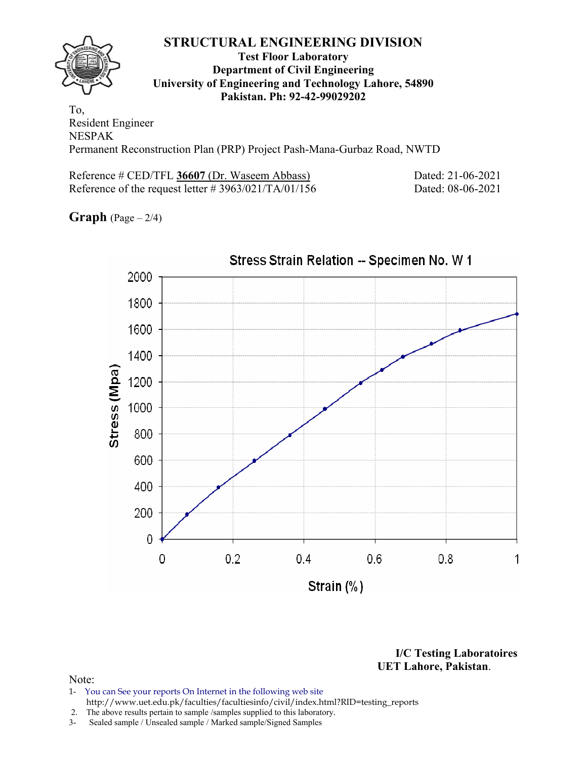# STRUCTURAL ENGINEERING DIVISION

**Test Floor Laboratory**
**Department of Civil Engineering**
**University of Engineering and Technology Lahore, 54890**
**Pakistan. Ph: 92-42-99029202**

To,
Resident Engineer
NESPAK
Permanent Reconstruction Plan (PRP) Project Pash-Mana-Gurbaz Road, NWTD

Reference # CED/TFL **36607** (Dr. Waseem Abbass) Dated: 21-06-2021
Reference of the request letter # 3963/021/TA/01/156 Dated: 08-06-2021

**Graph** (Page – 2/4)

Stress Strain Relation -- Specimen No. W 1

Stress (Mpa)

Strain (%)

**I/C Testing Laboratoires**
**UET Lahore, Pakistan.**

Note:
1- You can See your reports On Internet in the following web site
http://www.uet.edu.pk/faculties/facultiesinfo/civil/index.html?RID=testing_reports
2. The above results pertain to sample /samples supplied to this laboratory.
3- Sealed sample / Unsealed sample / Marked sample/Signed Samples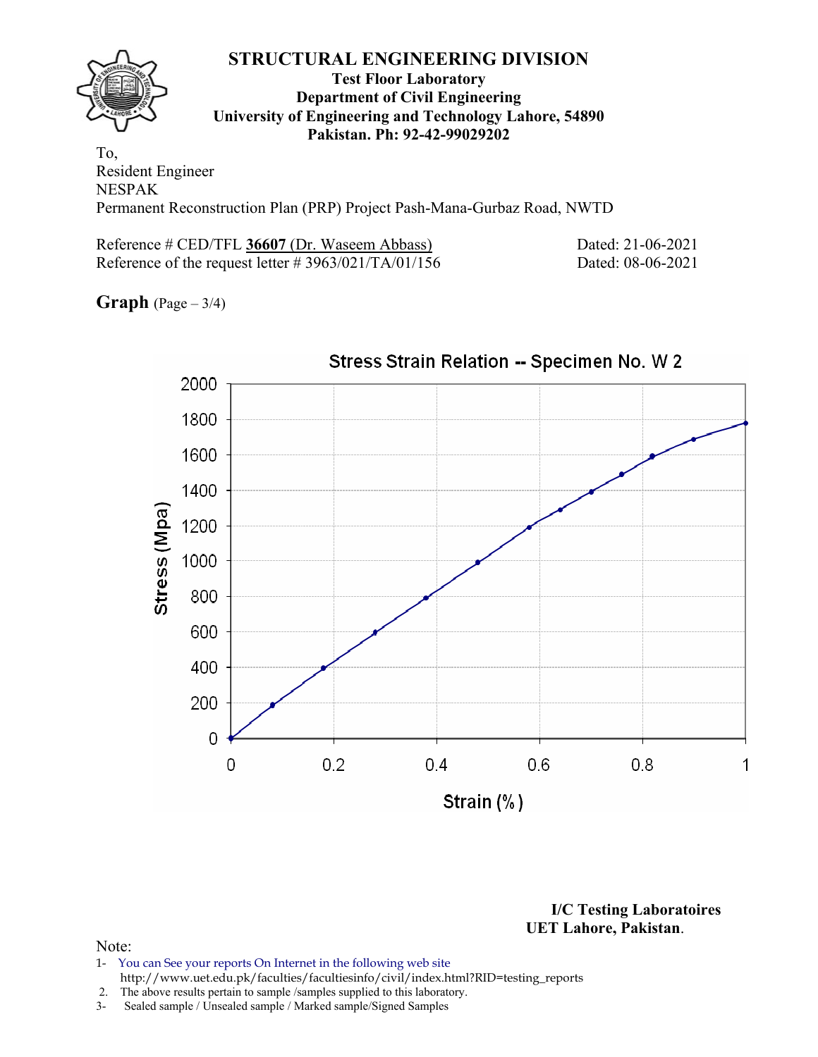# STRUCTURAL ENGINEERING DIVISION

**Test Floor Laboratory**
**Department of Civil Engineering**
**University of Engineering and Technology Lahore, 54890**
**Pakistan. Ph: 92-42-99029202**

To,
Resident Engineer
NESPAK
Permanent Reconstruction Plan (PRP) Project Pash-Mana-Gurbaz Road, NWTD

Reference # CED/TFL **36607** (Dr. Waseem Abbass) Dated: 21-06-2021
Reference of the request letter # 3963/021/TA/01/156 Dated: 08-06-2021

**Graph** (Page – 3/4)

Stress Strain Relation -- Specimen No. W 2

Stress (Mpa) vs Strain (%)

**I/C Testing Laboratoires**
**UET Lahore, Pakistan**.

Note:
1- You can See your reports On Internet in the following web site
http://www.uet.edu.pk/faculties/facultiesinfo/civil/index.html?RID=testing_reports
2. The above results pertain to sample /samples supplied to this laboratory.
3- Sealed sample / Unsealed sample / Marked sample/Signed Samples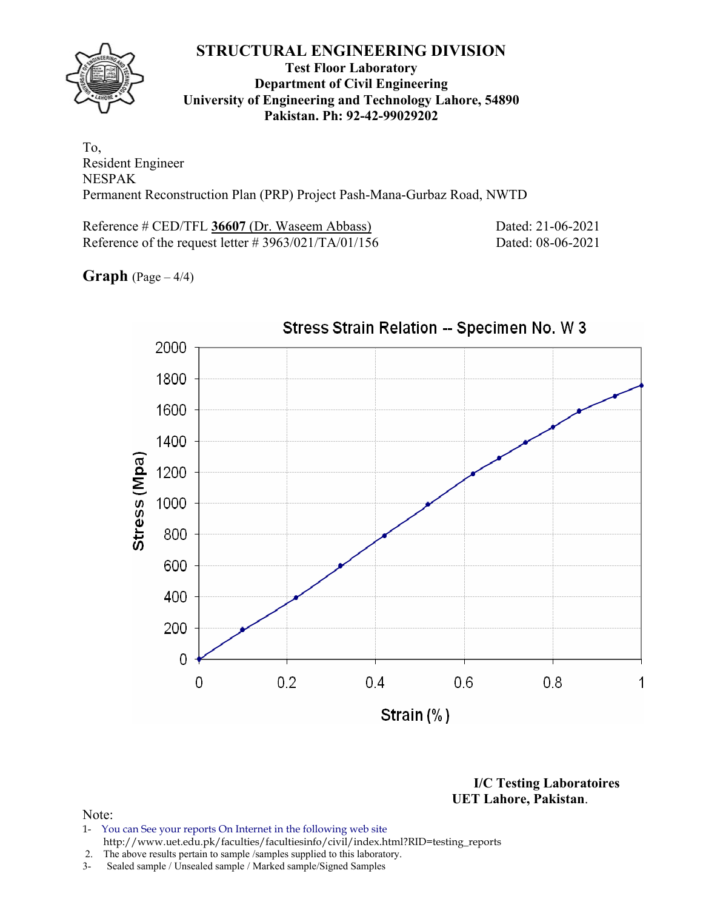# STRUCTURAL ENGINEERING DIVISION

**Test Floor Laboratory**
**Department of Civil Engineering**
**University of Engineering and Technology Lahore, 54890**
**Pakistan. Ph: 92-42-99029202**

To,
Resident Engineer
NESPAK
Permanent Reconstruction Plan (PRP) Project Pash-Mana-Gurbaz Road, NWTD

Reference # CED/TFL **36607** (Dr. Waseem Abbass) Dated: 21-06-2021
Reference of the request letter # 3963/021/TA/01/156 Dated: 08-06-2021

**Graph** (Page – 4/4)

Stress Strain Relation -- Specimen No. W 3

Stress (Mpa) vs. Strain (%)

**I/C Testing Laboratoires**
**UET Lahore, Pakistan.**

Note:
1- You can See your reports On Internet in the following web site
http://www.uet.edu.pk/faculties/facultiesinfo/civil/index.html?RID=testing_reports
2. The above results pertain to sample /samples supplied to this laboratory.
3- Sealed sample / Unsealed sample / Marked sample/Signed Samples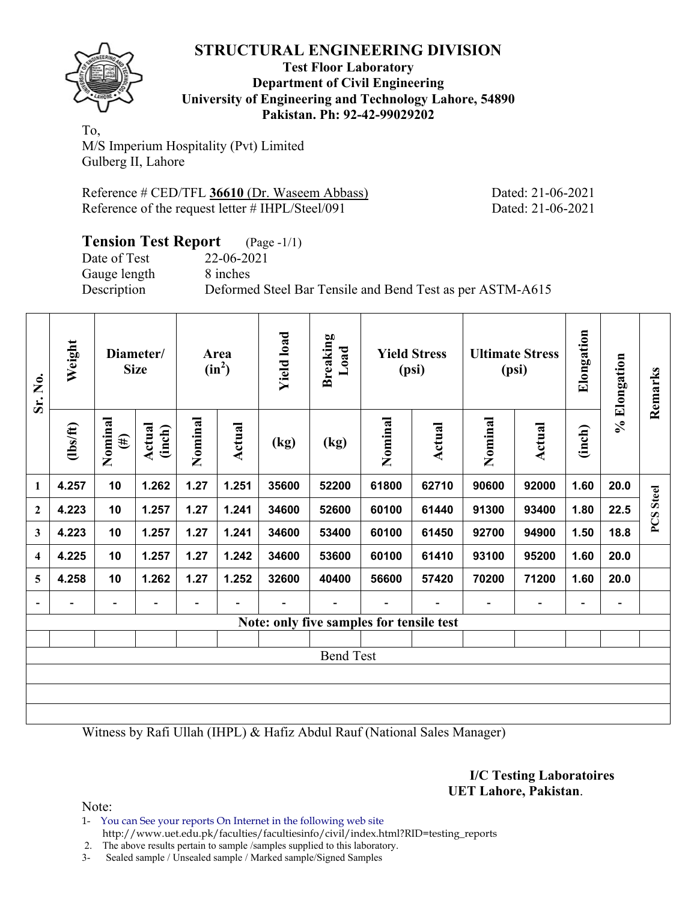# STRUCTURAL ENGINEERING DIVISION

**Test Floor Laboratory**
**Department of Civil Engineering**
**University of Engineering and Technology Lahore, 54890**
**Pakistan. Ph: 92-42-99029202**

To,
M/S Imperium Hospitality (Pvt) Limited
Gulberg II, Lahore

Reference # CED/TFL **36610** (Dr. Waseem Abbass) Dated: 21-06-2021
Reference of the request letter # IHPL/Steel/091 Dated: 21-06-2021

## Tension Test Report (Page -1/1)

Date of Test 22-06-2021
Gauge length 8 inches
Description Deformed Steel Bar Tensile and Bend Test as per ASTM-A615

| Sr. No. | Weight | Diameter/ Size | | Area ($in^2$) | | Yield load | Breaking Load | Yield Stress (psi) | | Ultimate Stress (psi) | | Elongation | % Elongation | Remarks |
|---|---|---|---|---|---|---|---|---|---|---|---|---|---|---|
| | (lbs/ft) | Nominal (#) | Actual (inch) | Nominal | Actual | (kg) | (kg) | Nominal | Actual | Nominal | Actual | (inch) | | |
| 1 | 4.257 | 10 | 1.262 | 1.27 | 1.251 | 35600 | 52200 | 61800 | 62710 | 90600 | 92000 | 1.60 | 20.0 | PCS Steel |
| 2 | 4.223 | 10 | 1.257 | 1.27 | 1.241 | 34600 | 52600 | 60100 | 61440 | 91300 | 93400 | 1.80 | 22.5 | |
| 3 | 4.223 | 10 | 1.257 | 1.27 | 1.241 | 34600 | 53400 | 60100 | 61450 | 92700 | 94900 | 1.50 | 18.8 | |
| 4 | 4.225 | 10 | 1.257 | 1.27 | 1.242 | 34600 | 53600 | 60100 | 61410 | 93100 | 95200 | 1.60 | 20.0 | |
| 5 | 4.258 | 10 | 1.262 | 1.27 | 1.252 | 32600 | 40400 | 56600 | 57420 | 70200 | 71200 | 1.60 | 20.0 | |
| - | - | - | - | - | - | - | - | - | - | - | - | - | - | |
| Note: only five samples for tensile test | | | | | | | | | | | | | | |
| | | | | | | | | | | | | | | |
| Bend Test | | | | | | | | | | | | | | |

Witness by Rafi Ullah (IHPL) & Hafiz Abdul Rauf (National Sales Manager)

**I/C Testing Laboratoires**
**UET Lahore, Pakistan**.

Note:
1- You can See your reports On Internet in the following web site
http://www.uet.edu.pk/faculties/facultiesinfo/civil/index.html?RID=testing_reports
2. The above results pertain to sample /samples supplied to this laboratory.
3- Sealed sample / Unsealed sample / Marked sample/Signed Samples